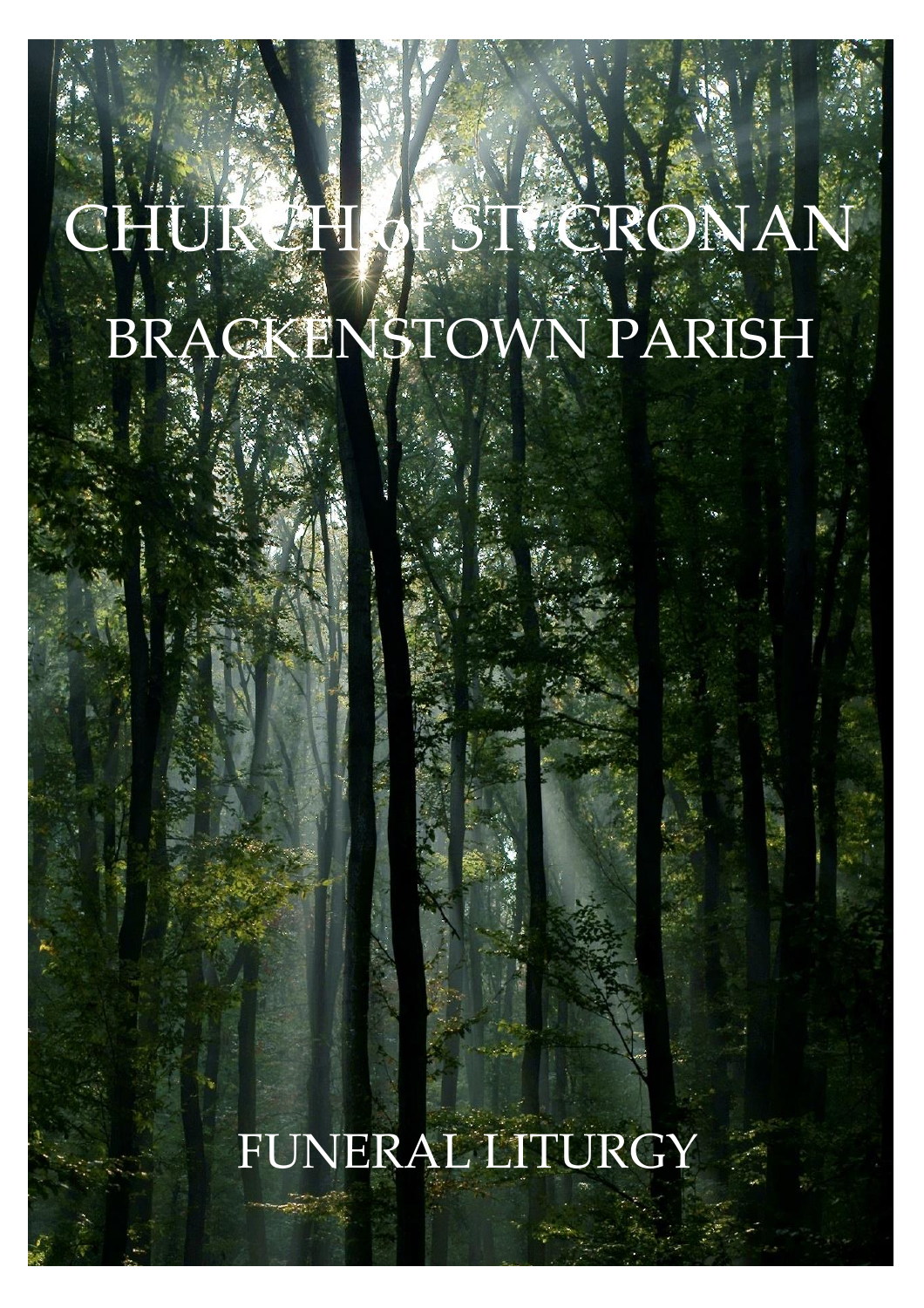# CHURCH of ST. CRONAN

## BRACKENSTOWN PARISH

## FUNERAL LITURGY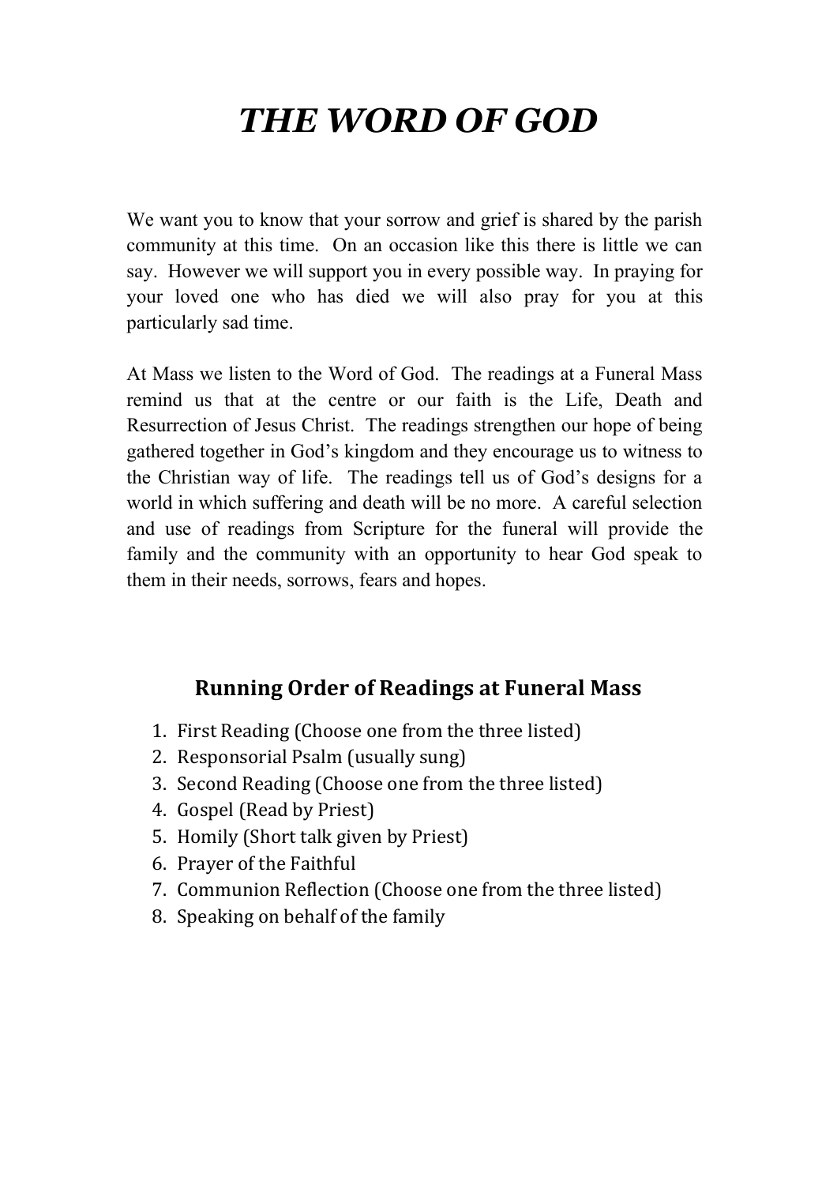# *THE WORD OF GOD*

We want you to know that your sorrow and grief is shared by the parish community at this time. On an occasion like this there is little we can say. However we will support you in every possible way. In praying for your loved one who has died we will also pray for you at this particularly sad time.

At Mass we listen to the Word of God. The readings at a Funeral Mass remind us that at the centre or our faith is the Life, Death and Resurrection of Jesus Christ. The readings strengthen our hope of being gathered together in God's kingdom and they encourage us to witness to the Christian way of life. The readings tell us of God's designs for a world in which suffering and death will be no more. A careful selection and use of readings from Scripture for the funeral will provide the family and the community with an opportunity to hear God speak to them in their needs, sorrows, fears and hopes.

## Running Order of Readings at Funeral Mass

1. First Reading (Choose one from the three listed)
2. Responsorial Psalm (usually sung)
3. Second Reading (Choose one from the three listed)
4. Gospel (Read by Priest)
5. Homily (Short talk given by Priest)
6. Prayer of the Faithful
7. Communion Reflection (Choose one from the three listed)
8. Speaking on behalf of the family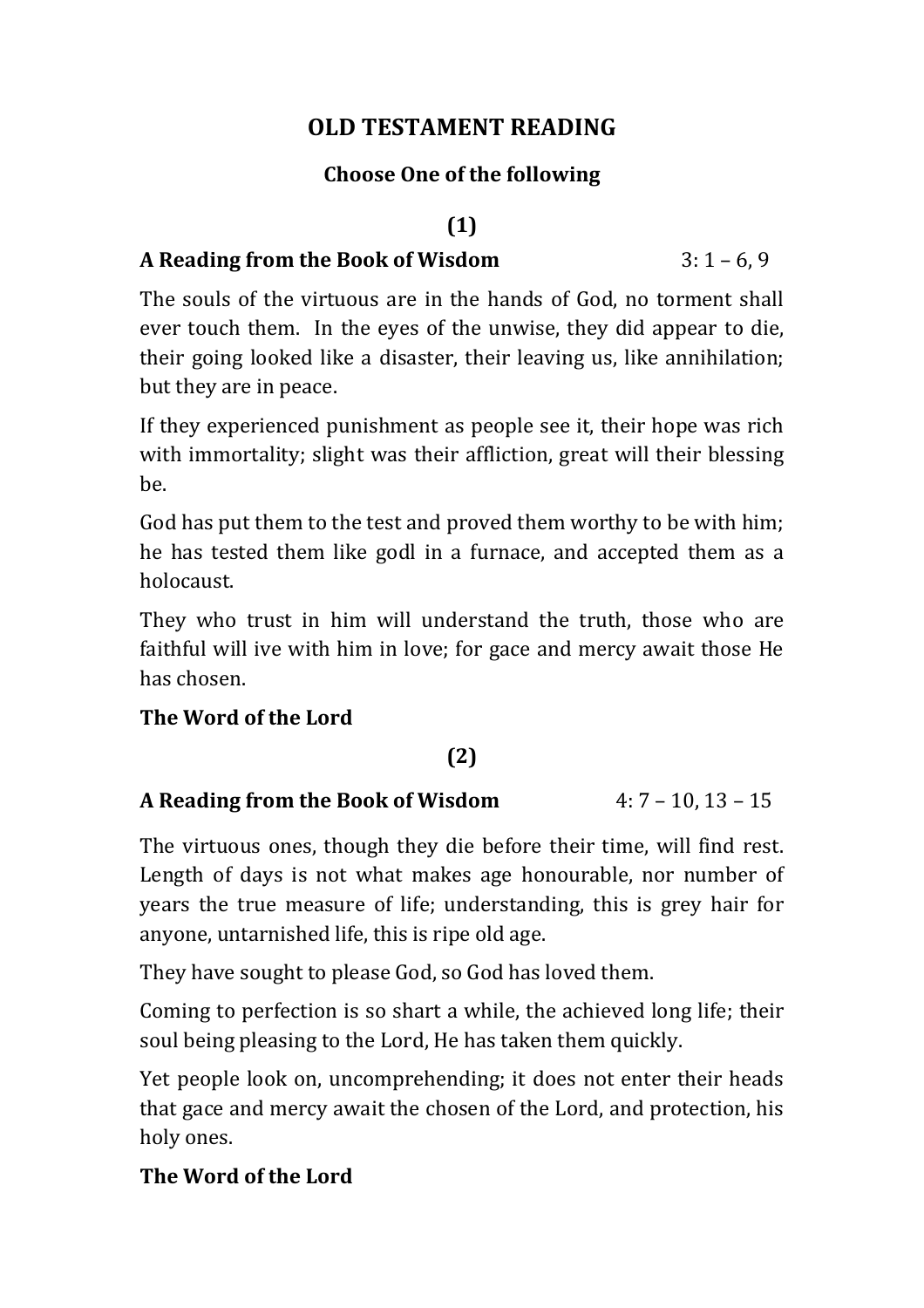# OLD TESTAMENT READING

**Choose One of the following**

**(1)**

**A Reading from the Book of Wisdom** 3: 1 – 6, 9

The souls of the virtuous are in the hands of God, no torment shall ever touch them. In the eyes of the unwise, they did appear to die, their going looked like a disaster, their leaving us, like annihilation; but they are in peace.

If they experienced punishment as people see it, their hope was rich with immortality; slight was their affliction, great will their blessing be.

God has put them to the test and proved them worthy to be with him; he has tested them like godl in a furnace, and accepted them as a holocaust.

They who trust in him will understand the truth, those who are faithful will ive with him in love; for gace and mercy await those He has chosen.

**The Word of the Lord**

**(2)**

**A Reading from the Book of Wisdom** 4: 7 – 10, 13 – 15

The virtuous ones, though they die before their time, will find rest. Length of days is not what makes age honourable, nor number of years the true measure of life; understanding, this is grey hair for anyone, untarnished life, this is ripe old age.

They have sought to please God, so God has loved them.

Coming to perfection is so shart a while, the achieved long life; their soul being pleasing to the Lord, He has taken them quickly.

Yet people look on, uncomprehending; it does not enter their heads that gace and mercy await the chosen of the Lord, and protection, his holy ones.

**The Word of the Lord**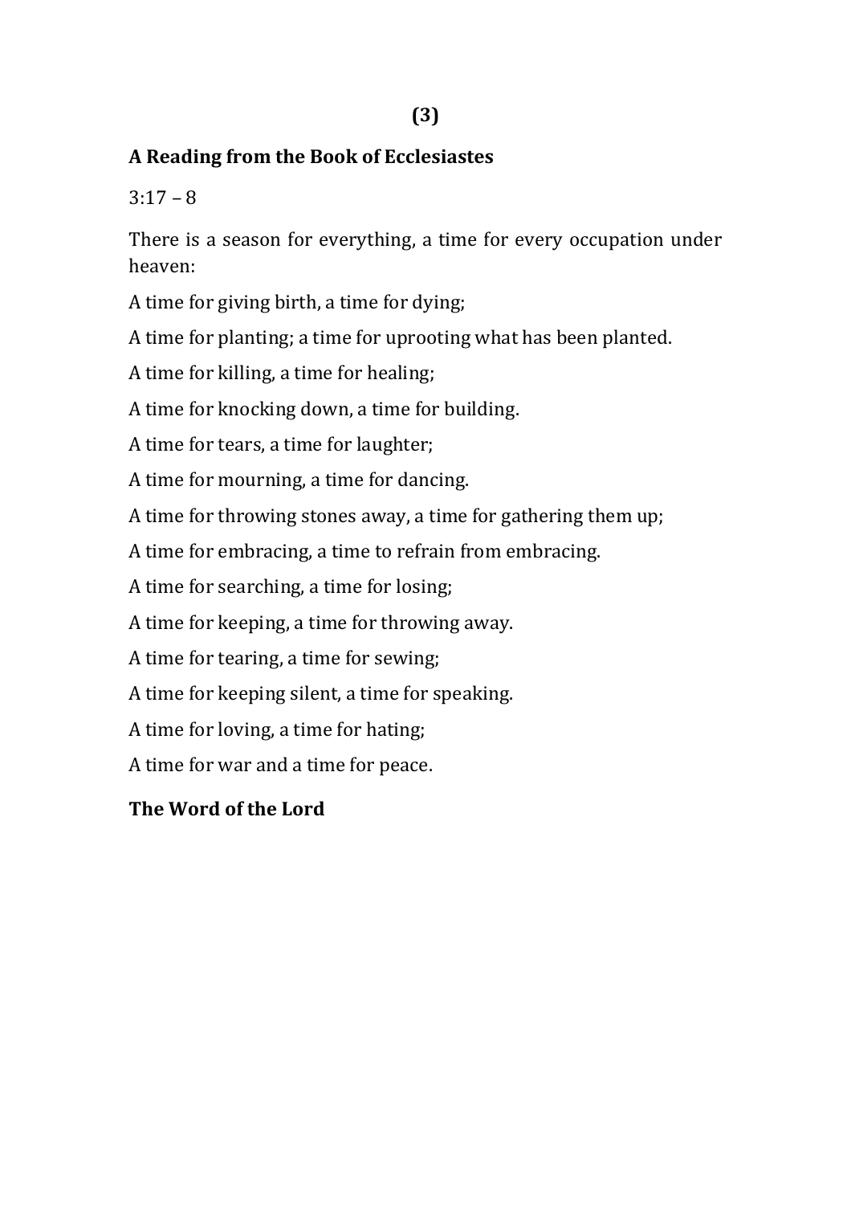**(3)**

**A Reading from the Book of Ecclesiastes**

3:17 – 8

There is a season for everything, a time for every occupation under heaven:

A time for giving birth, a time for dying;

A time for planting; a time for uprooting what has been planted.

A time for killing, a time for healing;

A time for knocking down, a time for building.

A time for tears, a time for laughter;

A time for mourning, a time for dancing.

A time for throwing stones away, a time for gathering them up;

A time for embracing, a time to refrain from embracing.

A time for searching, a time for losing;

A time for keeping, a time for throwing away.

A time for tearing, a time for sewing;

A time for keeping silent, a time for speaking.

A time for loving, a time for hating;

A time for war and a time for peace.

**The Word of the Lord**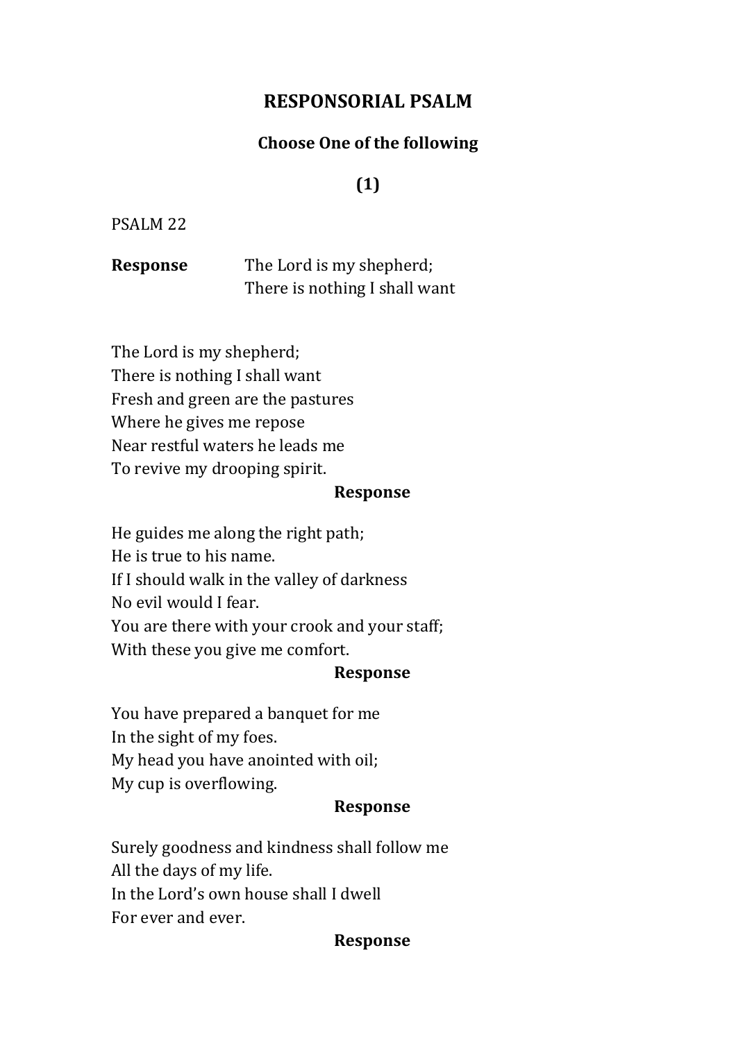# RESPONSORIAL PSALM

### Choose One of the following

### (1)

PSALM 22

**Response** The Lord is my shepherd;
There is nothing I shall want

The Lord is my shepherd;
There is nothing I shall want
Fresh and green are the pastures
Where he gives me repose
Near restful waters he leads me
To revive my drooping spirit.

**Response**

He guides me along the right path;
He is true to his name.
If I should walk in the valley of darkness
No evil would I fear.
You are there with your crook and your staff;
With these you give me comfort.

**Response**

You have prepared a banquet for me
In the sight of my foes.
My head you have anointed with oil;
My cup is overflowing.

**Response**

Surely goodness and kindness shall follow me
All the days of my life.
In the Lord's own house shall I dwell
For ever and ever.

**Response**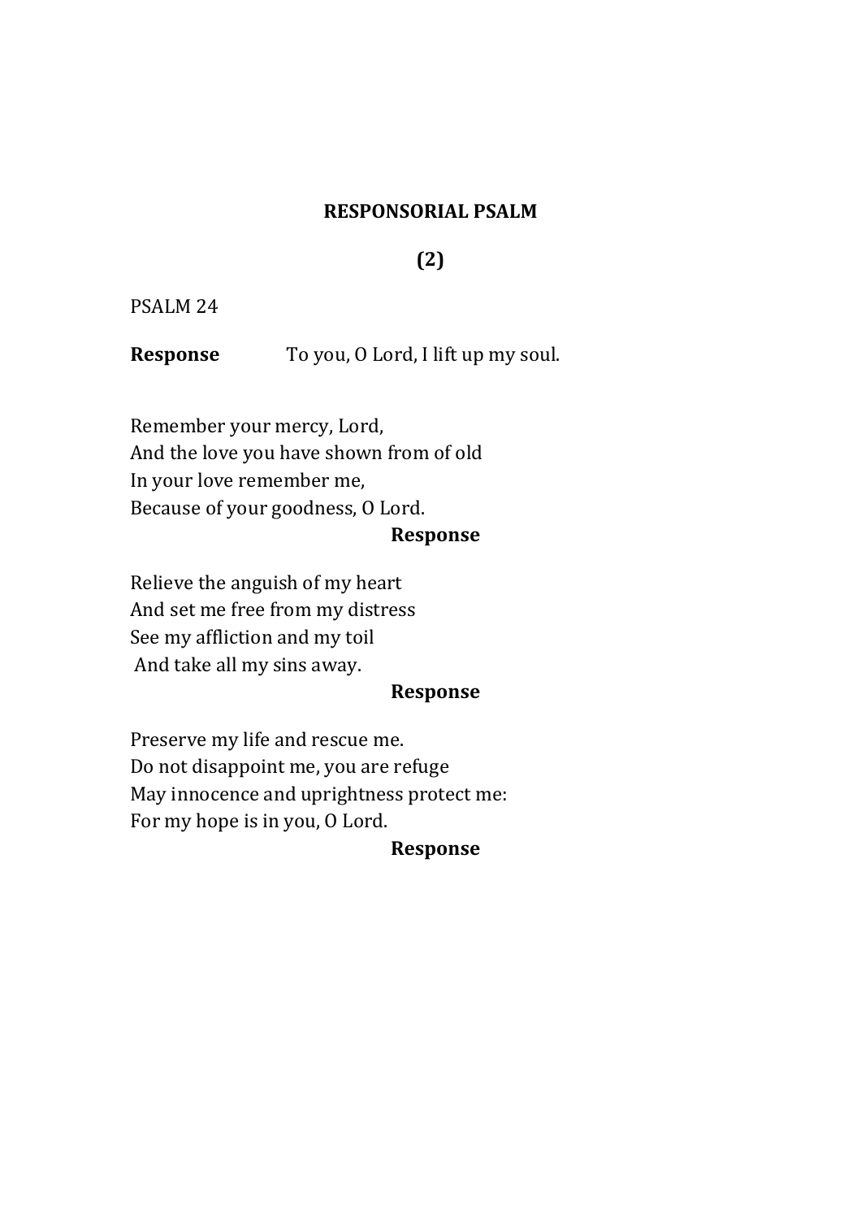## RESPONSORIAL PSALM

## (2)

PSALM 24

**Response** To you, O Lord, I lift up my soul.

Remember your mercy, Lord,
And the love you have shown from of old
In your love remember me,
Because of your goodness, O Lord.
**Response**

Relieve the anguish of my heart
And set me free from my distress
See my affliction and my toil
And take all my sins away.
**Response**

Preserve my life and rescue me.
Do not disappoint me, you are refuge
May innocence and uprightness protect me:
For my hope is in you, O Lord.
**Response**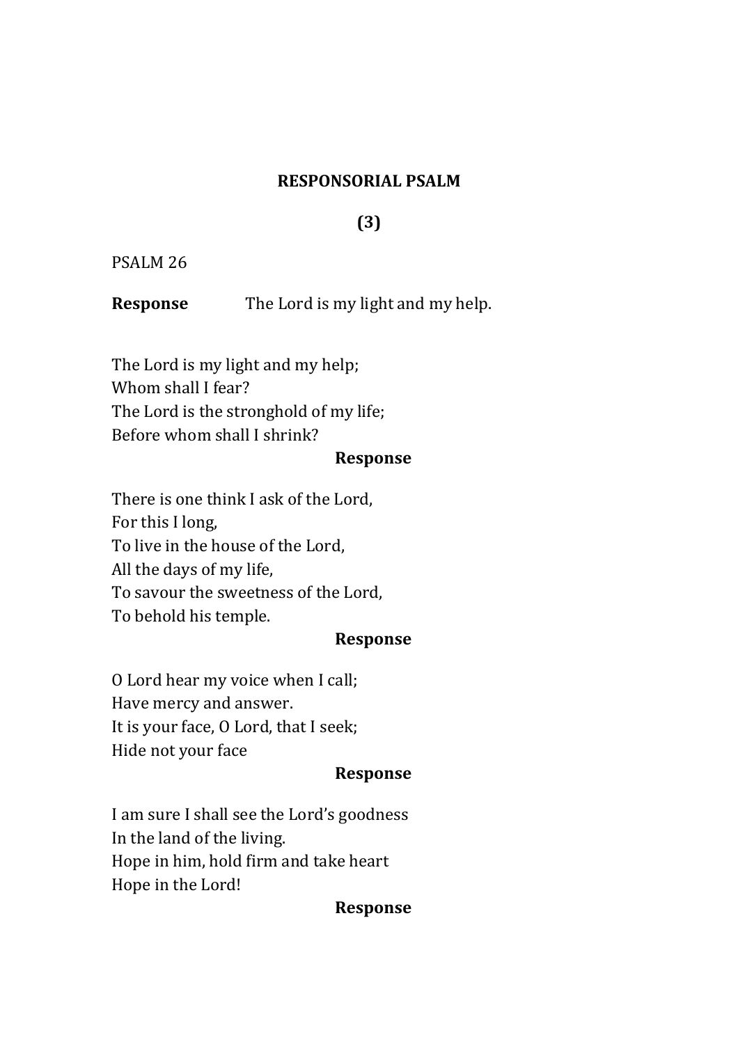## RESPONSORIAL PSALM

## (3)

PSALM 26

**Response** The Lord is my light and my help.

The Lord is my light and my help;
Whom shall I fear?
The Lord is the stronghold of my life;
Before whom shall I shrink?

**Response**

There is one think I ask of the Lord,
For this I long,
To live in the house of the Lord,
All the days of my life,
To savour the sweetness of the Lord,
To behold his temple.

**Response**

O Lord hear my voice when I call;
Have mercy and answer.
It is your face, O Lord, that I seek;
Hide not your face

**Response**

I am sure I shall see the Lord's goodness
In the land of the living.
Hope in him, hold firm and take heart
Hope in the Lord!

**Response**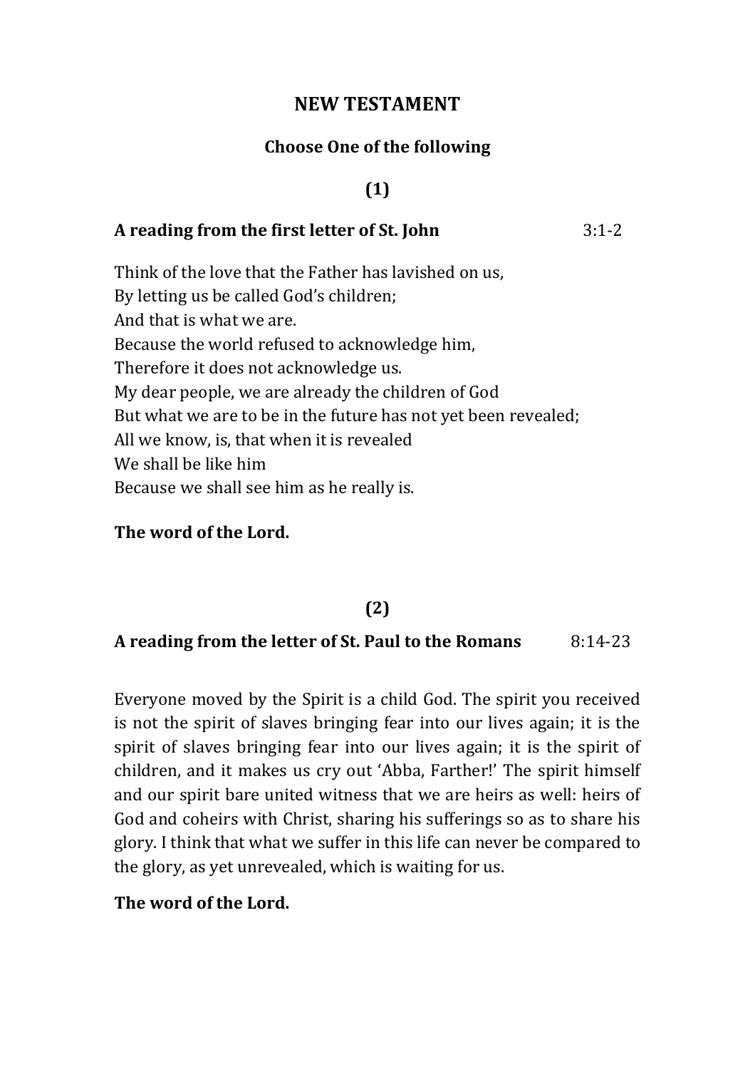# NEW TESTAMENT

### Choose One of the following

### (1)

**A reading from the first letter of St. John** 3:1-2

Think of the love that the Father has lavished on us,
By letting us be called God's children;
And that is what we are.
Because the world refused to acknowledge him,
Therefore it does not acknowledge us.
My dear people, we are already the children of God
But what we are to be in the future has not yet been revealed;
All we know, is, that when it is revealed
We shall be like him
Because we shall see him as he really is.

**The word of the Lord.**

### (2)

**A reading from the letter of St. Paul to the Romans** 8:14-23

Everyone moved by the Spirit is a child God. The spirit you received is not the spirit of slaves bringing fear into our lives again; it is the spirit of slaves bringing fear into our lives again; it is the spirit of children, and it makes us cry out 'Abba, Farther!' The spirit himself and our spirit bare united witness that we are heirs as well: heirs of God and coheirs with Christ, sharing his sufferings so as to share his glory. I think that what we suffer in this life can never be compared to the glory, as yet unrevealed, which is waiting for us.

**The word of the Lord.**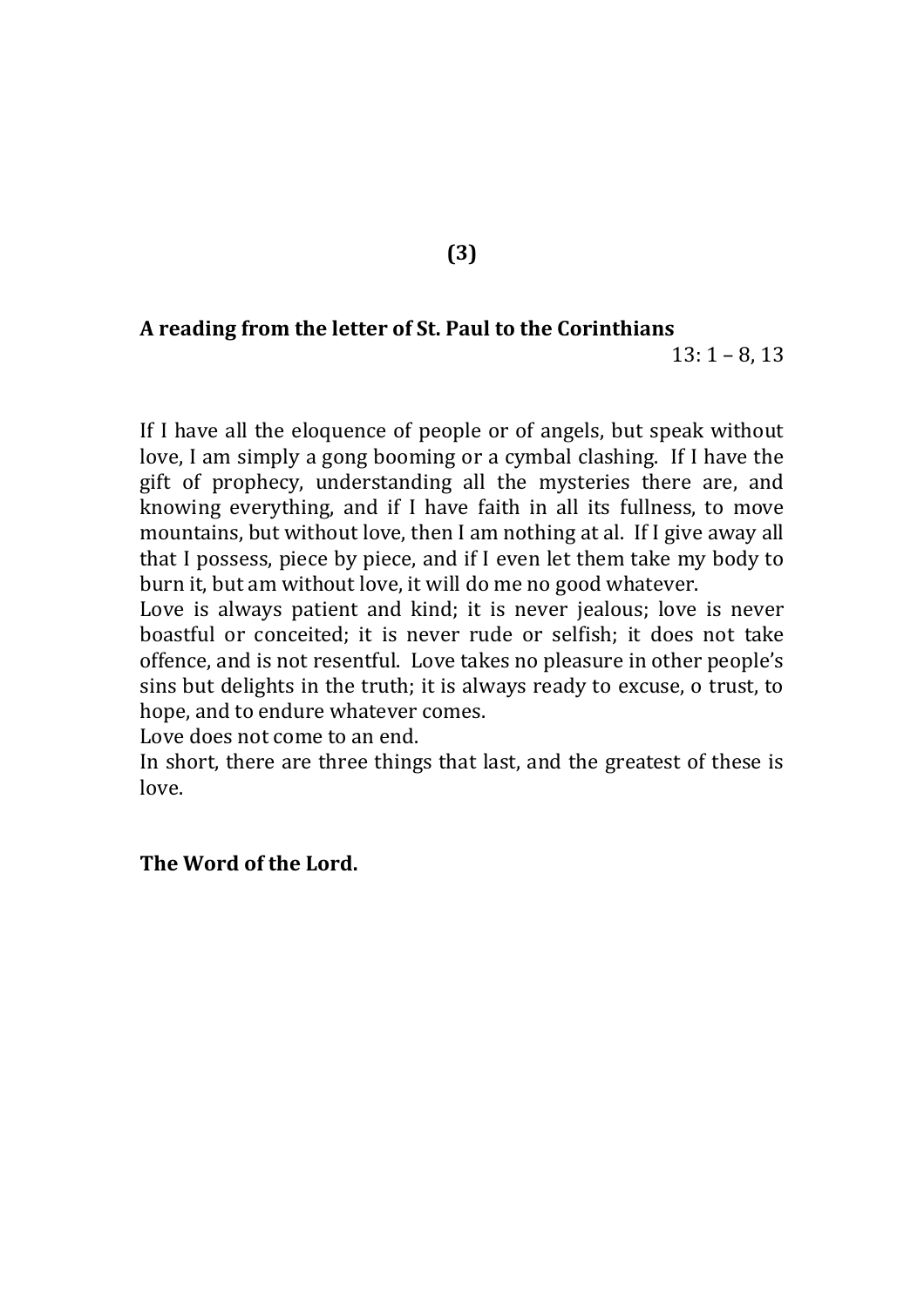**(3)**

**A reading from the letter of St. Paul to the Corinthians**

13: 1 – 8, 13

If I have all the eloquence of people or of angels, but speak without love, I am simply a gong booming or a cymbal clashing. If I have the gift of prophecy, understanding all the mysteries there are, and knowing everything, and if I have faith in all its fullness, to move mountains, but without love, then I am nothing at al. If I give away all that I possess, piece by piece, and if I even let them take my body to burn it, but am without love, it will do me no good whatever.

Love is always patient and kind; it is never jealous; love is never boastful or conceited; it is never rude or selfish; it does not take offence, and is not resentful. Love takes no pleasure in other people's sins but delights in the truth; it is always ready to excuse, o trust, to hope, and to endure whatever comes.

Love does not come to an end.

In short, there are three things that last, and the greatest of these is love.

**The Word of the Lord.**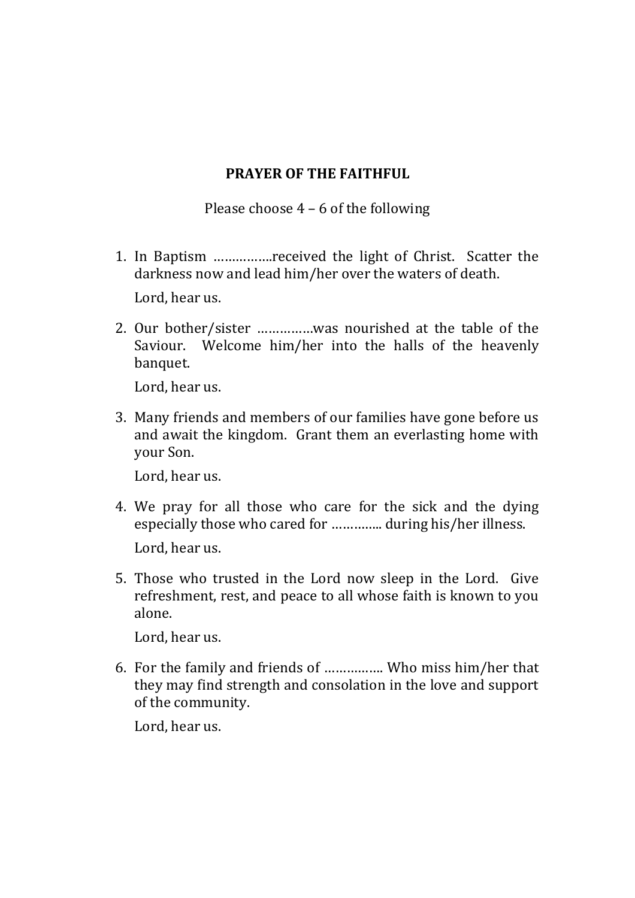## PRAYER OF THE FAITHFUL

Please choose 4 – 6 of the following

1. In Baptism …………….received the light of Christ. Scatter the darkness now and lead him/her over the waters of death.

   Lord, hear us.

2. Our bother/sister ……………was nourished at the table of the Saviour. Welcome him/her into the halls of the heavenly banquet.

   Lord, hear us.

3. Many friends and members of our families have gone before us and await the kingdom. Grant them an everlasting home with your Son.

   Lord, hear us.

4. We pray for all those who care for the sick and the dying especially those who cared for ………….. during his/her illness.

   Lord, hear us.

5. Those who trusted in the Lord now sleep in the Lord. Give refreshment, rest, and peace to all whose faith is known to you alone.

   Lord, hear us.

6. For the family and friends of ……………. Who miss him/her that they may find strength and consolation in the love and support of the community.

   Lord, hear us.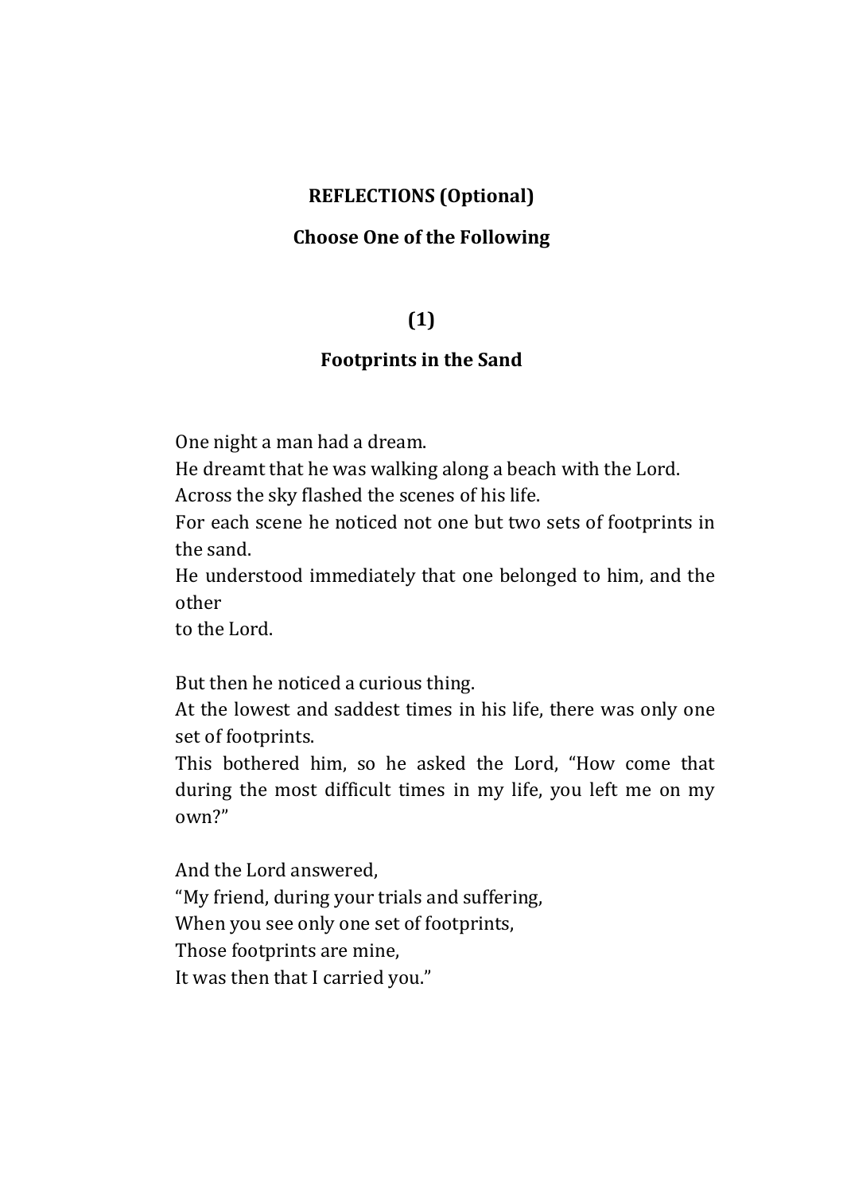**REFLECTIONS (Optional)**

**Choose One of the Following**

**(1)**

**Footprints in the Sand**

One night a man had a dream.
He dreamt that he was walking along a beach with the Lord.
Across the sky flashed the scenes of his life.
For each scene he noticed not one but two sets of footprints in the sand.
He understood immediately that one belonged to him, and the other
to the Lord.

But then he noticed a curious thing.
At the lowest and saddest times in his life, there was only one set of footprints.
This bothered him, so he asked the Lord, "How come that during the most difficult times in my life, you left me on my own?"

And the Lord answered,
"My friend, during your trials and suffering,
When you see only one set of footprints,
Those footprints are mine,
It was then that I carried you."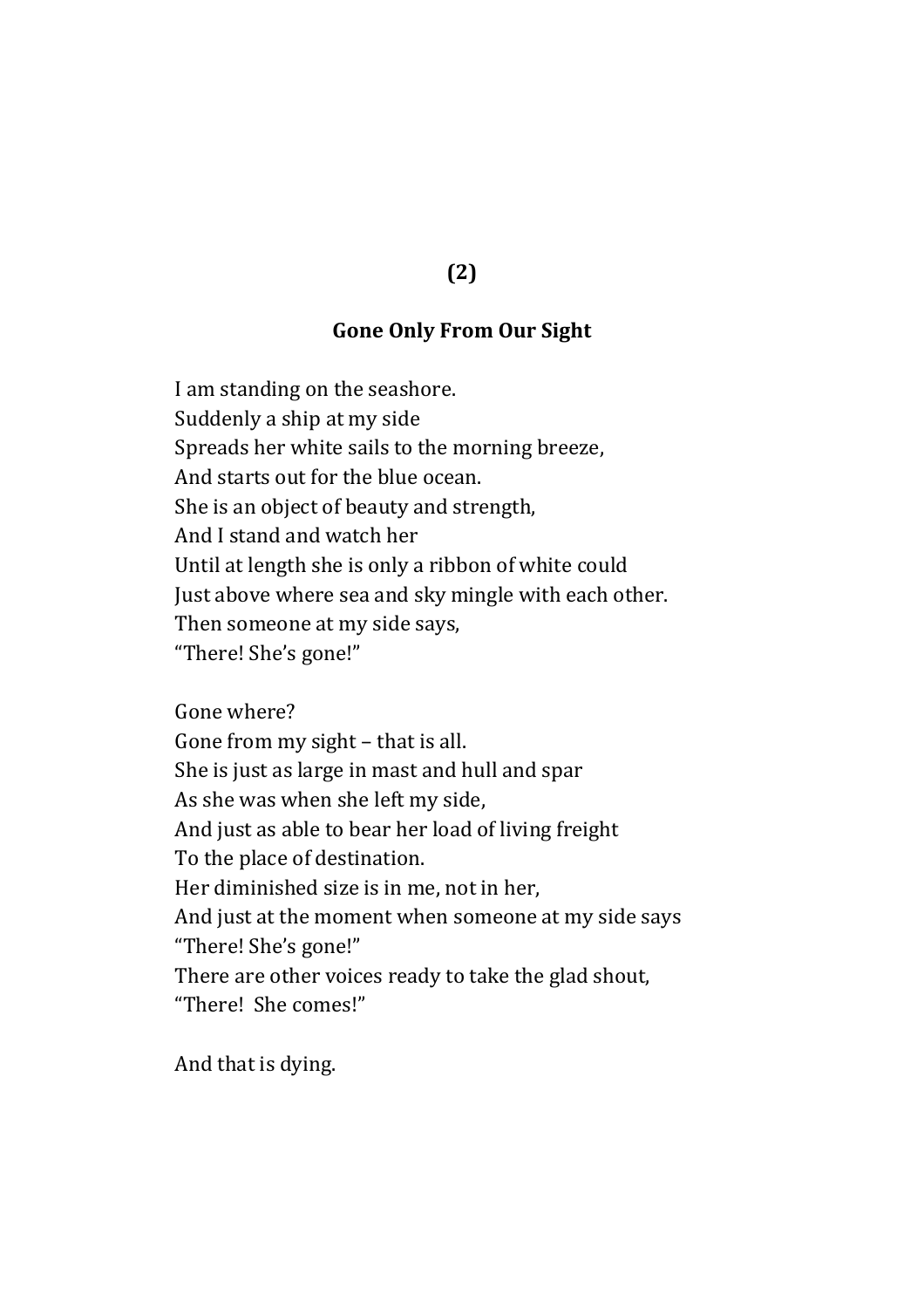**(2)**

## Gone Only From Our Sight

I am standing on the seashore.  
Suddenly a ship at my side  
Spreads her white sails to the morning breeze,  
And starts out for the blue ocean.  
She is an object of beauty and strength,  
And I stand and watch her  
Until at length she is only a ribbon of white could  
Just above where sea and sky mingle with each other.  
Then someone at my side says,  
“There! She’s gone!”

Gone where?  
Gone from my sight – that is all.  
She is just as large in mast and hull and spar  
As she was when she left my side,  
And just as able to bear her load of living freight  
To the place of destination.  
Her diminished size is in me, not in her,  
And just at the moment when someone at my side says  
“There! She’s gone!”  
There are other voices ready to take the glad shout,  
“There!  She comes!”

And that is dying.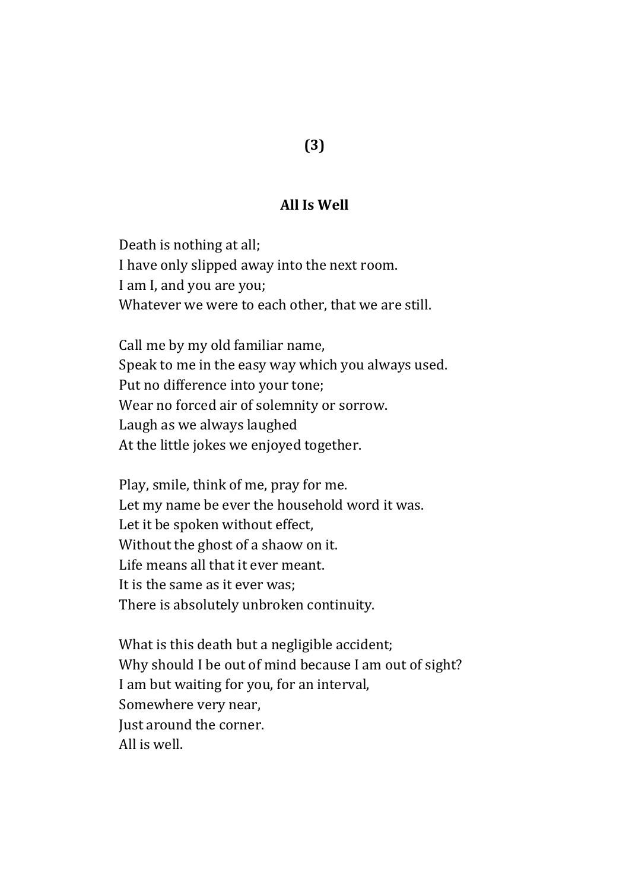**(3)**

## All Is Well

Death is nothing at all;
I have only slipped away into the next room.
I am I, and you are you;
Whatever we were to each other, that we are still.

Call me by my old familiar name,
Speak to me in the easy way which you always used.
Put no difference into your tone;
Wear no forced air of solemnity or sorrow.
Laugh as we always laughed
At the little jokes we enjoyed together.

Play, smile, think of me, pray for me.
Let my name be ever the household word it was.
Let it be spoken without effect,
Without the ghost of a shaow on it.
Life means all that it ever meant.
It is the same as it ever was;
There is absolutely unbroken continuity.

What is this death but a negligible accident;
Why should I be out of mind because I am out of sight?
I am but waiting for you, for an interval,
Somewhere very near,
Just around the corner.
All is well.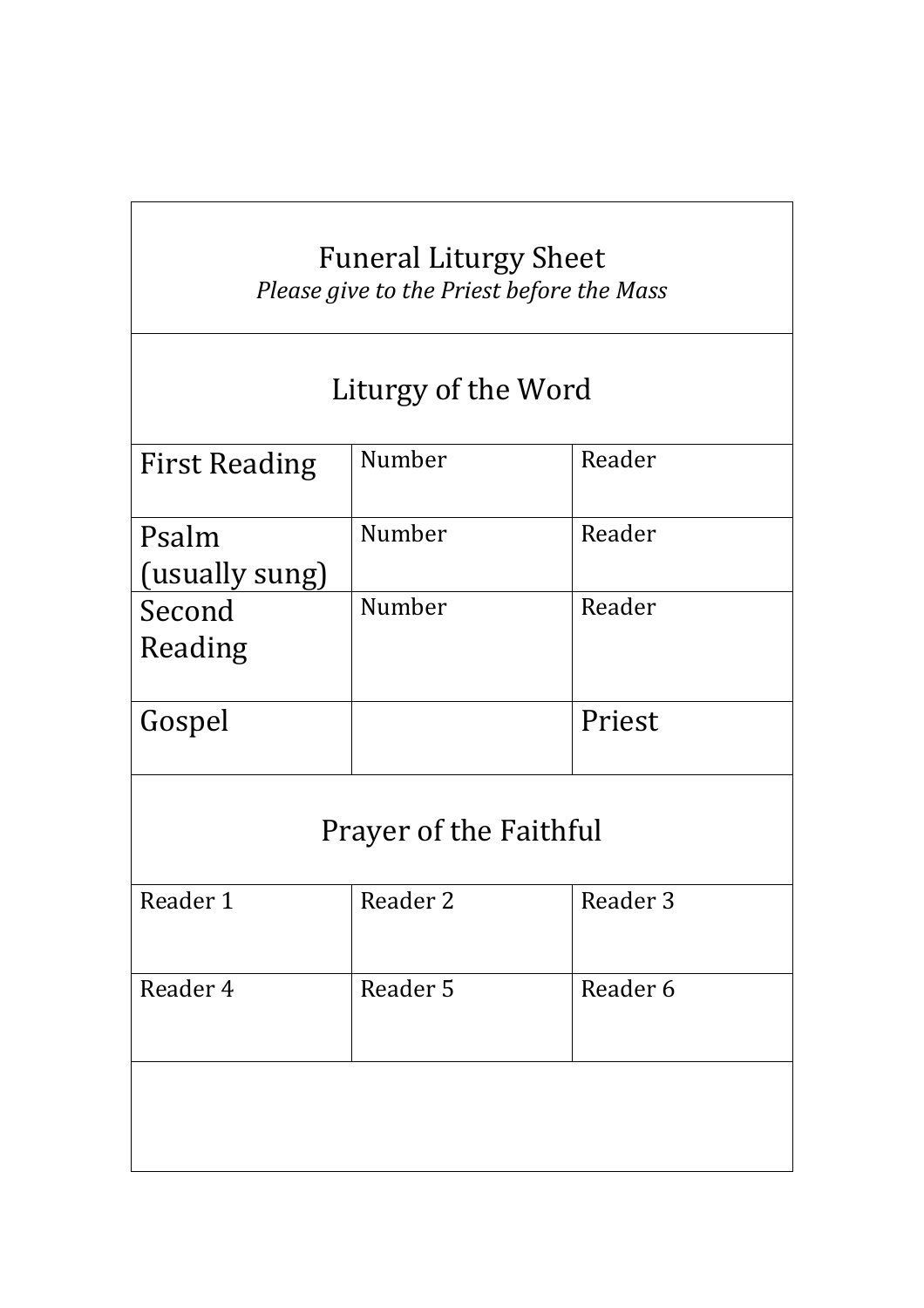# Funeral Liturgy Sheet

*Please give to the Priest before the Mass*

## Liturgy of the Word

| | | |
|---|---|---|
| First Reading | Number | Reader |
| Psalm (usually sung) | Number | Reader |
| Second Reading | Number | Reader |
| Gospel | | Priest |

## Prayer of the Faithful

| | | |
|---|---|---|
| Reader 1 | Reader 2 | Reader 3 |
| Reader 4 | Reader 5 | Reader 6 |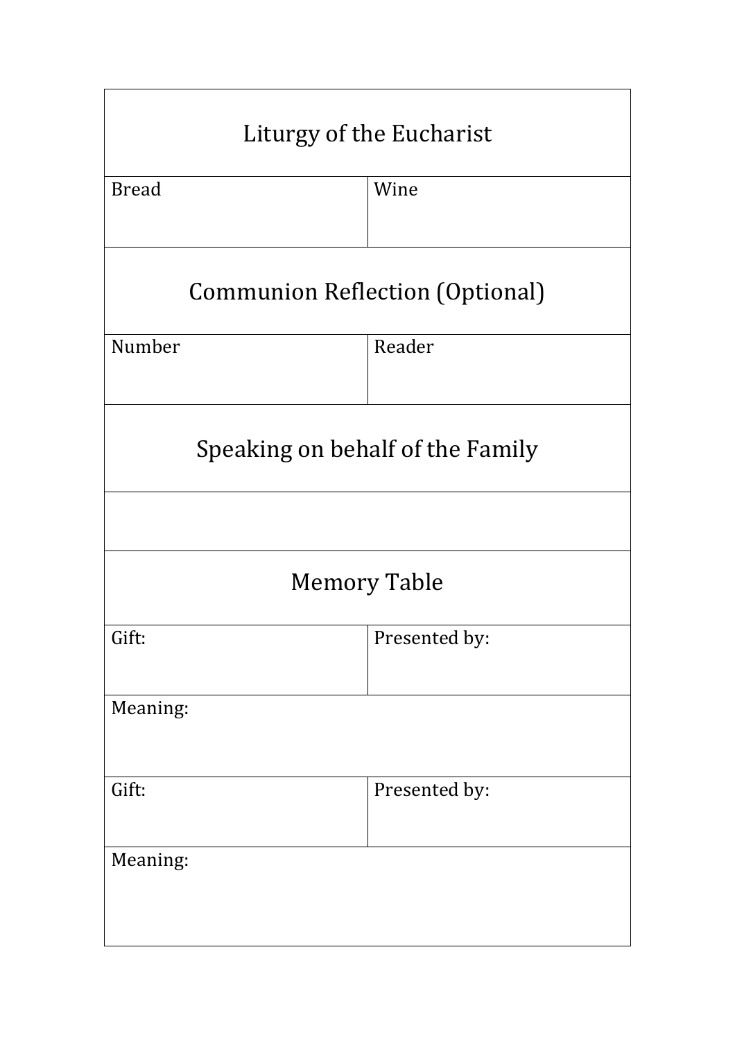| Liturgy of the Eucharist | |
|---|---|
| Bread | Wine |
| **Communion Reflection (Optional)** | |
| Number | Reader |
| **Speaking on behalf of the Family** | |
| | |
| **Memory Table** | |
| Gift: | Presented by: |
| Meaning: | |
| Gift: | Presented by: |
| Meaning: | |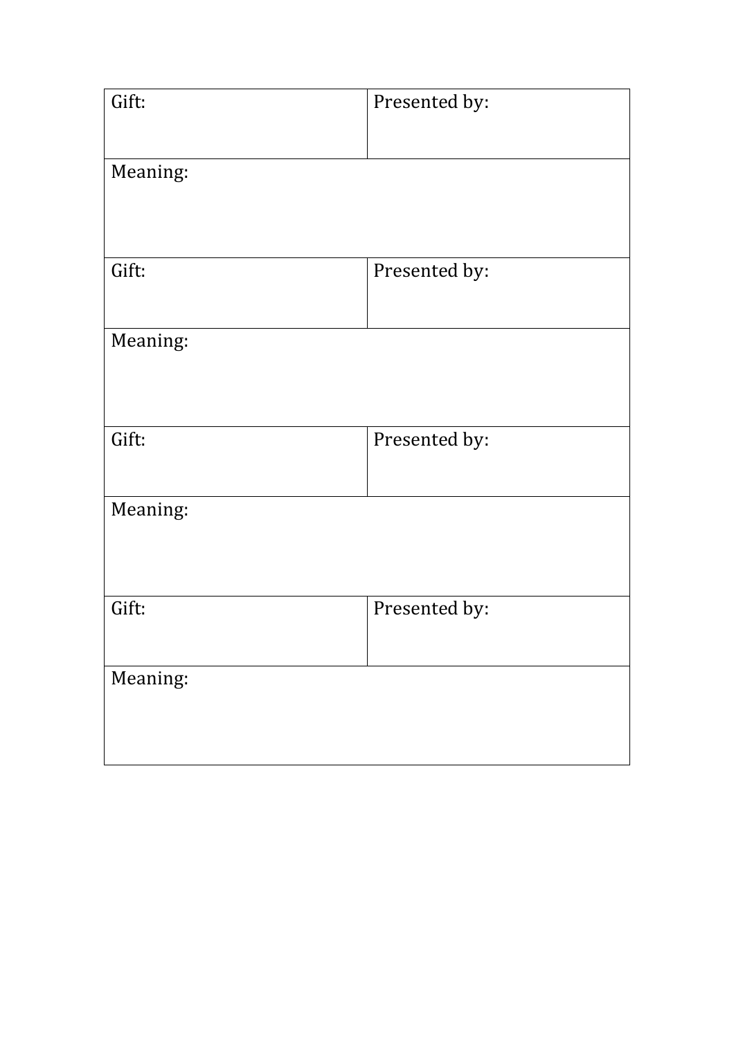| | |
|---|---|
| Gift: | Presented by: |
| Meaning: | |
| Gift: | Presented by: |
| Meaning: | |
| Gift: | Presented by: |
| Meaning: | |
| Gift: | Presented by: |
| Meaning: | |